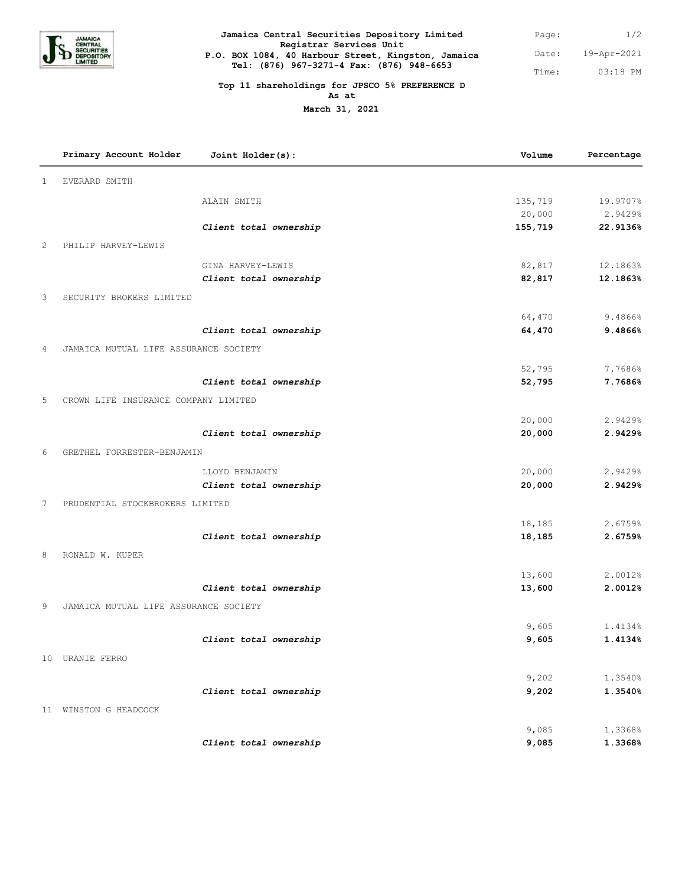**Jamaica Central Securities Depository Limited**
**Registrar Services Unit**
**P.O. BOX 1084, 40 Harbour Street, Kingston, Jamaica**
**Tel: (876) 967-3271-4 Fax: (876) 948-6653**

Date: 19-Apr-2021
Time: 03:18 PM

**Top 11 shareholdings for JPSCO 5% PREFERENCE D**
**As at**
**March 31, 2021**

| | Primary Account Holder | Joint Holder(s): | Volume | Percentage |
|---|---|---|---|---|
| 1 | EVERARD SMITH | | | |
| | | ALAIN SMITH | 135,719 | 19.9707% |
| | | | 20,000 | 2.9429% |
| | | ***Client total ownership*** | **155,719** | **22.9136%** |
| 2 | PHILIP HARVEY-LEWIS | | | |
| | | GINA HARVEY-LEWIS | 82,817 | 12.1863% |
| | | ***Client total ownership*** | **82,817** | **12.1863%** |
| 3 | SECURITY BROKERS LIMITED | | | |
| | | | 64,470 | 9.4866% |
| | | ***Client total ownership*** | **64,470** | **9.4866%** |
| 4 | JAMAICA MUTUAL LIFE ASSURANCE SOCIETY | | | |
| | | | 52,795 | 7.7686% |
| | | ***Client total ownership*** | **52,795** | **7.7686%** |
| 5 | CROWN LIFE INSURANCE COMPANY LIMITED | | | |
| | | | 20,000 | 2.9429% |
| | | ***Client total ownership*** | **20,000** | **2.9429%** |
| 6 | GRETHEL FORRESTER-BENJAMIN | | | |
| | | LLOYD BENJAMIN | 20,000 | 2.9429% |
| | | ***Client total ownership*** | **20,000** | **2.9429%** |
| 7 | PRUDENTIAL STOCKBROKERS LIMITED | | | |
| | | | 18,185 | 2.6759% |
| | | ***Client total ownership*** | **18,185** | **2.6759%** |
| 8 | RONALD W. KUPER | | | |
| | | | 13,600 | 2.0012% |
| | | ***Client total ownership*** | **13,600** | **2.0012%** |
| 9 | JAMAICA MUTUAL LIFE ASSURANCE SOCIETY | | | |
| | | | 9,605 | 1.4134% |
| | | ***Client total ownership*** | **9,605** | **1.4134%** |
| 10 | URANIE FERRO | | | |
| | | | 9,202 | 1.3540% |
| | | ***Client total ownership*** | **9,202** | **1.3540%** |
| 11 | WINSTON G HEADCOCK | | | |
| | | | 9,085 | 1.3368% |
| | | ***Client total ownership*** | **9,085** | **1.3368%** |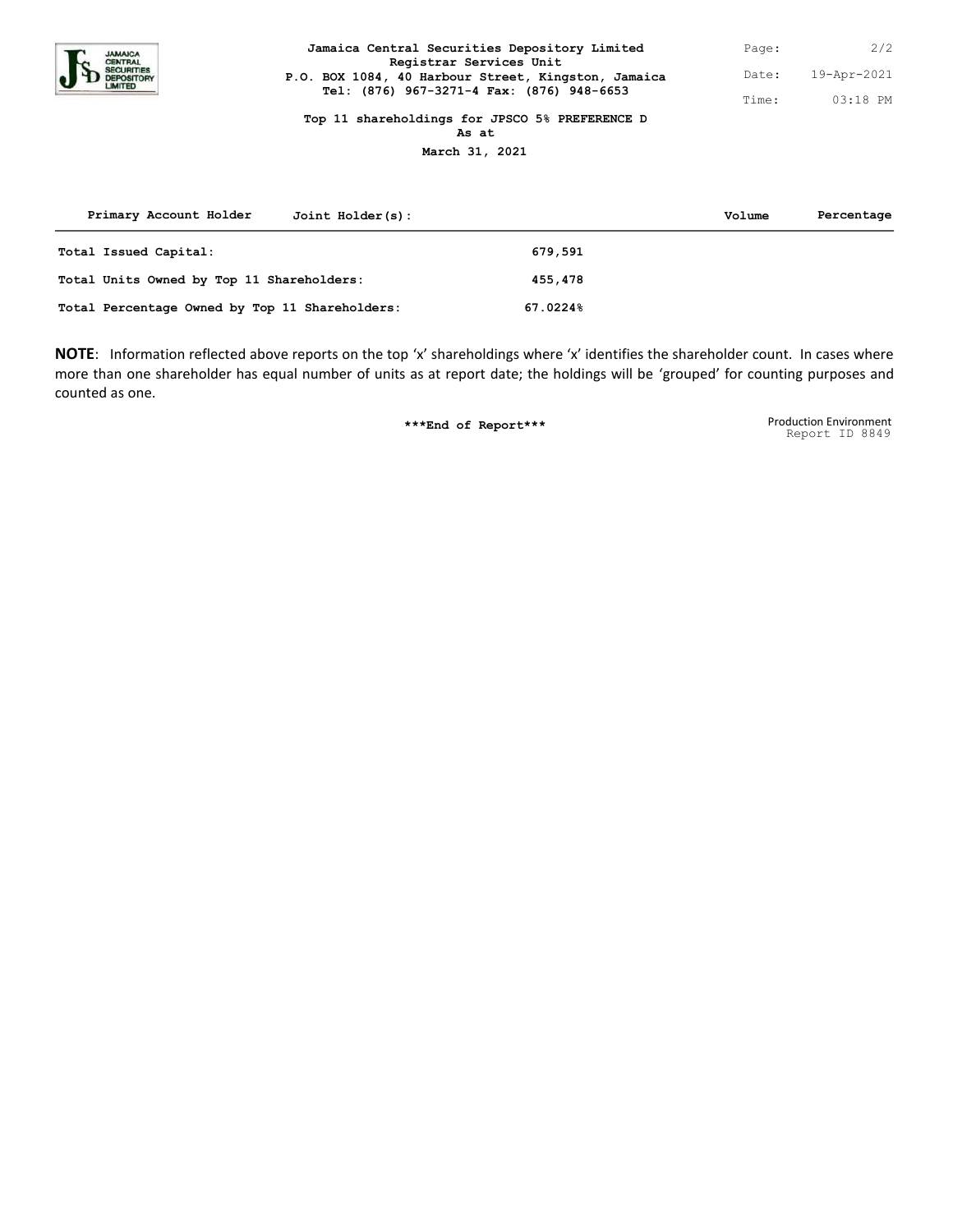**Jamaica Central Securities Depository Limited**
**Registrar Services Unit**
**P.O. BOX 1084, 40 Harbour Street, Kingston, Jamaica**
**Tel: (876) 967-3271-4 Fax: (876) 948-6653**

Date: 19-Apr-2021
Time: 03:18 PM

**Top 11 shareholdings for JPSCO 5% PREFERENCE D**
**As at**
**March 31, 2021**

| Primary Account Holder | Joint Holder(s): | | Volume | Percentage |
|---|---|---|---|---|
| **Total Issued Capital:** | | **679,591** | | |
| **Total Units Owned by Top 11 Shareholders:** | | **455,478** | | |
| **Total Percentage Owned by Top 11 Shareholders:** | | **67.0224%** | | |

**NOTE**: Information reflected above reports on the top 'x' shareholdings where 'x' identifies the shareholder count. In cases where more than one shareholder has equal number of units as at report date; the holdings will be 'grouped' for counting purposes and counted as one.

**\*\*\*End of Report\*\*\***

Production Environment
Report ID 8849